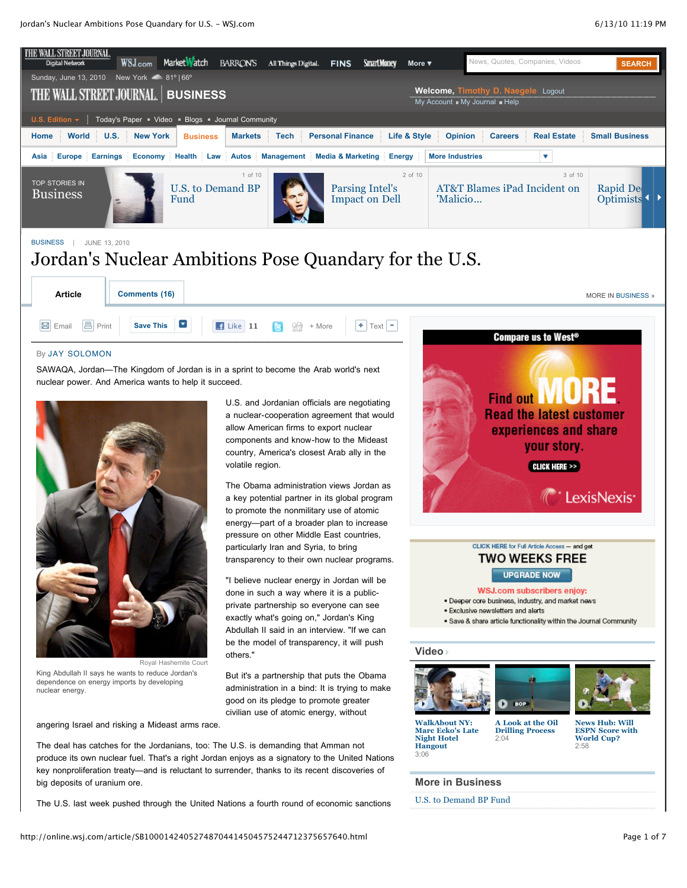BUSINESS | JUNE 13, 2010

# Jordan's Nuclear Ambitions Pose Quandary for the U.S.

By JAY SOLOMON

SAWAQA, Jordan—The Kingdom of Jordan is in a sprint to become the Arab world's next nuclear power. And America wants to help it succeed.

Royal Hashemite Court

King Abdullah II says he wants to reduce Jordan's dependence on energy imports by developing nuclear energy.

U.S. and Jordanian officials are negotiating a nuclear-cooperation agreement that would allow American firms to export nuclear components and know-how to the Mideast country, America's closest Arab ally in the volatile region.

The Obama administration views Jordan as a key potential partner in its global program to promote the nonmilitary use of atomic energy—part of a broader plan to increase pressure on other Middle East countries, particularly Iran and Syria, to bring transparency to their own nuclear programs.

"I believe nuclear energy in Jordan will be done in such a way where it is a public-private partnership so everyone can see exactly what's going on," Jordan's King Abdullah II said in an interview. "If we can be the model of transparency, it will push others."

But it's a partnership that puts the Obama administration in a bind: It is trying to make good on its pledge to promote greater civilian use of atomic energy, without angering Israel and risking a Mideast arms race.

The deal has catches for the Jordanians, too: The U.S. is demanding that Amman not produce its own nuclear fuel. That's a right Jordan enjoys as a signatory to the United Nations key nonproliferation treaty—and is reluctant to surrender, thanks to its recent discoveries of big deposits of uranium ore.

The U.S. last week pushed through the United Nations a fourth round of economic sanctions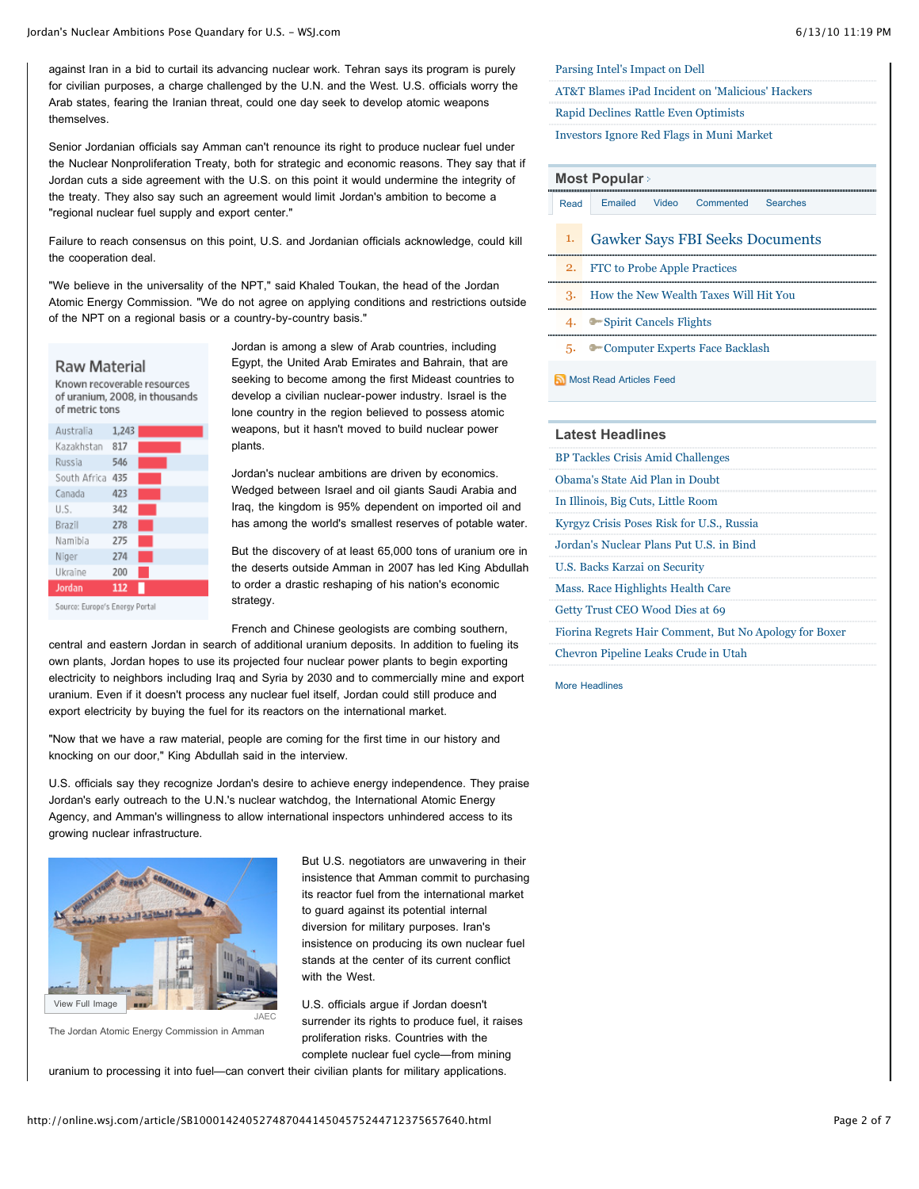against Iran in a bid to curtail its advancing nuclear work. Tehran says its program is purely for civilian purposes, a charge challenged by the U.N. and the West. U.S. officials worry the Arab states, fearing the Iranian threat, could one day seek to develop atomic weapons themselves.

Senior Jordanian officials say Amman can't renounce its right to produce nuclear fuel under the Nuclear Nonproliferation Treaty, both for strategic and economic reasons. They say that if Jordan cuts a side agreement with the U.S. on this point it would undermine the integrity of the treaty. They also say such an agreement would limit Jordan's ambition to become a "regional nuclear fuel supply and export center."

Failure to reach consensus on this point, U.S. and Jordanian officials acknowledge, could kill the cooperation deal.

"We believe in the universality of the NPT," said Khaled Toukan, the head of the Jordan Atomic Energy Commission. "We do not agree on applying conditions and restrictions outside of the NPT on a regional basis or a country-by-country basis."

**Raw Material**

Known recoverable resources of uranium, 2008, in thousands of metric tons

| Country | Thousands of metric tons |
|---|---|
| Australia | 1,243 |
| Kazakhstan | 817 |
| Russia | 546 |
| South Africa | 435 |
| Canada | 423 |
| U.S. | 342 |
| Brazil | 278 |
| Namibia | 275 |
| Niger | 274 |
| Ukraine | 200 |
| Jordan | 112 |

Source: Europe's Energy Portal

Jordan is among a slew of Arab countries, including Egypt, the United Arab Emirates and Bahrain, that are seeking to become among the first Mideast countries to develop a civilian nuclear-power industry. Israel is the lone country in the region believed to possess atomic weapons, but it hasn't moved to build nuclear power plants.

Jordan's nuclear ambitions are driven by economics. Wedged between Israel and oil giants Saudi Arabia and Iraq, the kingdom is 95% dependent on imported oil and has among the world's smallest reserves of potable water.

But the discovery of at least 65,000 tons of uranium ore in the deserts outside Amman in 2007 has led King Abdullah to order a drastic reshaping of his nation's economic strategy.

French and Chinese geologists are combing southern, central and eastern Jordan in search of additional uranium deposits. In addition to fueling its own plants, Jordan hopes to use its projected four nuclear power plants to begin exporting electricity to neighbors including Iraq and Syria by 2030 and to commercially mine and export uranium. Even if it doesn't process any nuclear fuel itself, Jordan could still produce and export electricity by buying the fuel for its reactors on the international market.

"Now that we have a raw material, people are coming for the first time in our history and knocking on our door," King Abdullah said in the interview.

U.S. officials say they recognize Jordan's desire to achieve energy independence. They praise Jordan's early outreach to the U.N.'s nuclear watchdog, the International Atomic Energy Agency, and Amman's willingness to allow international inspectors unhindered access to its growing nuclear infrastructure.

View Full Image

JAEC

The Jordan Atomic Energy Commission in Amman

But U.S. negotiators are unwavering in their insistence that Amman commit to purchasing its reactor fuel from the international market to guard against its potential internal diversion for military purposes. Iran's insistence on producing its own nuclear fuel stands at the center of its current conflict with the West.

U.S. officials argue if Jordan doesn't surrender its rights to produce fuel, it raises proliferation risks. Countries with the complete nuclear fuel cycle—from mining uranium to processing it into fuel—can convert their civilian plants for military applications.

Parsing Intel's Impact on Dell
AT&T Blames iPad Incident on 'Malicious' Hackers
Rapid Declines Rattle Even Optimists
Investors Ignore Red Flags in Muni Market

## Most Popular

Read | Emailed | Video | Commented | Searches

1. Gawker Says FBI Seeks Documents
2. FTC to Probe Apple Practices
3. How the New Wealth Taxes Will Hit You
4. Spirit Cancels Flights
5. Computer Experts Face Backlash

Most Read Articles Feed

## Latest Headlines

- BP Tackles Crisis Amid Challenges
- Obama's State Aid Plan in Doubt
- In Illinois, Big Cuts, Little Room
- Kyrgyz Crisis Poses Risk for U.S., Russia
- Jordan's Nuclear Plans Put U.S. in Bind
- U.S. Backs Karzai on Security
- Mass. Race Highlights Health Care
- Getty Trust CEO Wood Dies at 69
- Fiorina Regrets Hair Comment, But No Apology for Boxer
- Chevron Pipeline Leaks Crude in Utah

More Headlines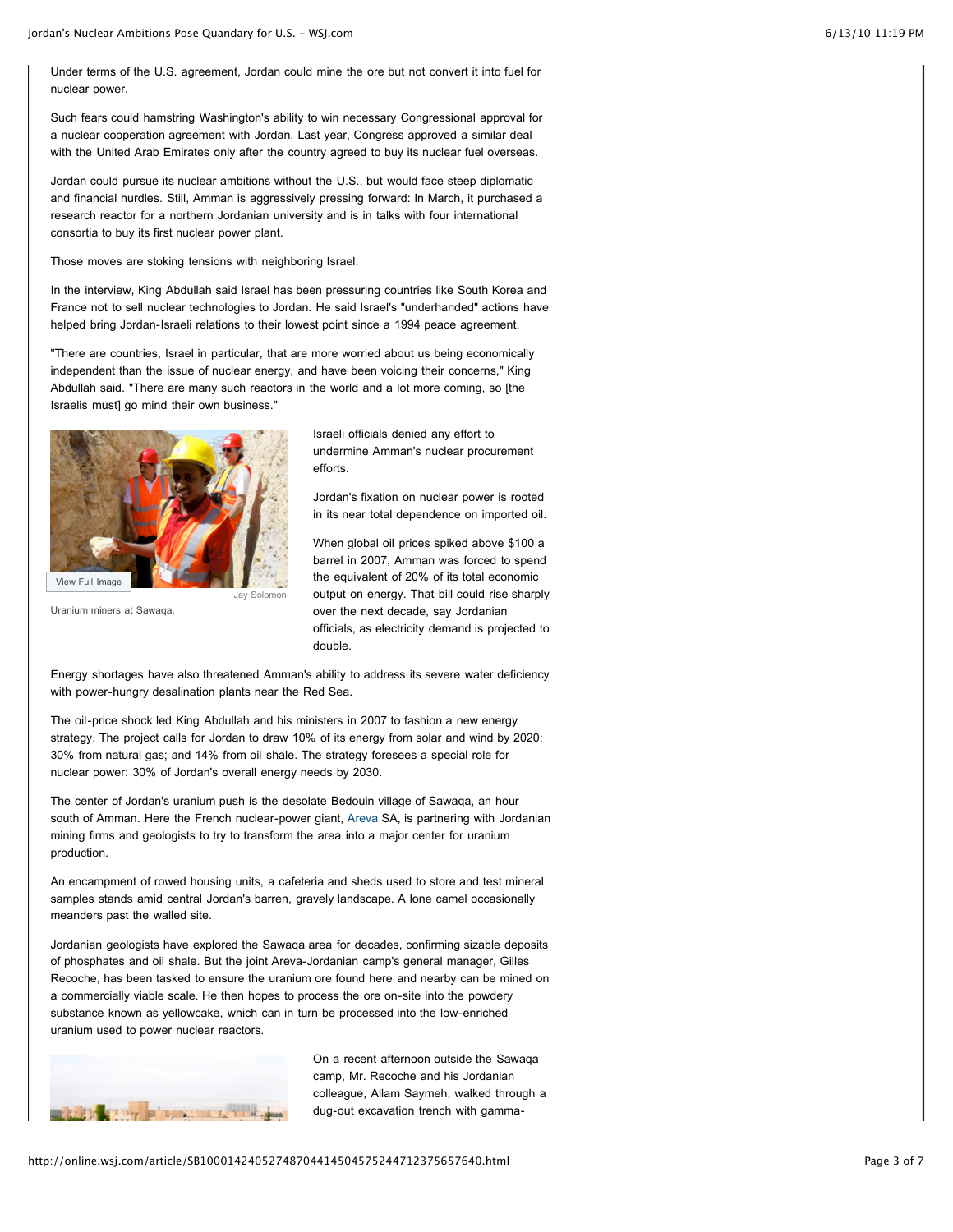Under terms of the U.S. agreement, Jordan could mine the ore but not convert it into fuel for nuclear power.

Such fears could hamstring Washington's ability to win necessary Congressional approval for a nuclear cooperation agreement with Jordan. Last year, Congress approved a similar deal with the United Arab Emirates only after the country agreed to buy its nuclear fuel overseas.

Jordan could pursue its nuclear ambitions without the U.S., but would face steep diplomatic and financial hurdles. Still, Amman is aggressively pressing forward: In March, it purchased a research reactor for a northern Jordanian university and is in talks with four international consortia to buy its first nuclear power plant.

Those moves are stoking tensions with neighboring Israel.

In the interview, King Abdullah said Israel has been pressuring countries like South Korea and France not to sell nuclear technologies to Jordan. He said Israel's "underhanded" actions have helped bring Jordan-Israeli relations to their lowest point since a 1994 peace agreement.

"There are countries, Israel in particular, that are more worried about us being economically independent than the issue of nuclear energy, and have been voicing their concerns," King Abdullah said. "There are many such reactors in the world and a lot more coming, so [the Israelis must] go mind their own business."

View Full Image

Jay Solomon

Uranium miners at Sawaqa.

Israeli officials denied any effort to undermine Amman's nuclear procurement efforts.

Jordan's fixation on nuclear power is rooted in its near total dependence on imported oil.

When global oil prices spiked above $100 a barrel in 2007, Amman was forced to spend the equivalent of 20% of its total economic output on energy. That bill could rise sharply over the next decade, say Jordanian officials, as electricity demand is projected to double.

Energy shortages have also threatened Amman's ability to address its severe water deficiency with power-hungry desalination plants near the Red Sea.

The oil-price shock led King Abdullah and his ministers in 2007 to fashion a new energy strategy. The project calls for Jordan to draw 10% of its energy from solar and wind by 2020; 30% from natural gas; and 14% from oil shale. The strategy foresees a special role for nuclear power: 30% of Jordan's overall energy needs by 2030.

The center of Jordan's uranium push is the desolate Bedouin village of Sawaqa, an hour south of Amman. Here the French nuclear-power giant, Areva SA, is partnering with Jordanian mining firms and geologists to try to transform the area into a major center for uranium production.

An encampment of rowed housing units, a cafeteria and sheds used to store and test mineral samples stands amid central Jordan's barren, gravely landscape. A lone camel occasionally meanders past the walled site.

Jordanian geologists have explored the Sawaqa area for decades, confirming sizable deposits of phosphates and oil shale. But the joint Areva-Jordanian camp's general manager, Gilles Recoche, has been tasked to ensure the uranium ore found here and nearby can be mined on a commercially viable scale. He then hopes to process the ore on-site into the powdery substance known as yellowcake, which can in turn be processed into the low-enriched uranium used to power nuclear reactors.

On a recent afternoon outside the Sawaqa camp, Mr. Recoche and his Jordanian colleague, Allam Saymeh, walked through a dug-out excavation trench with gamma-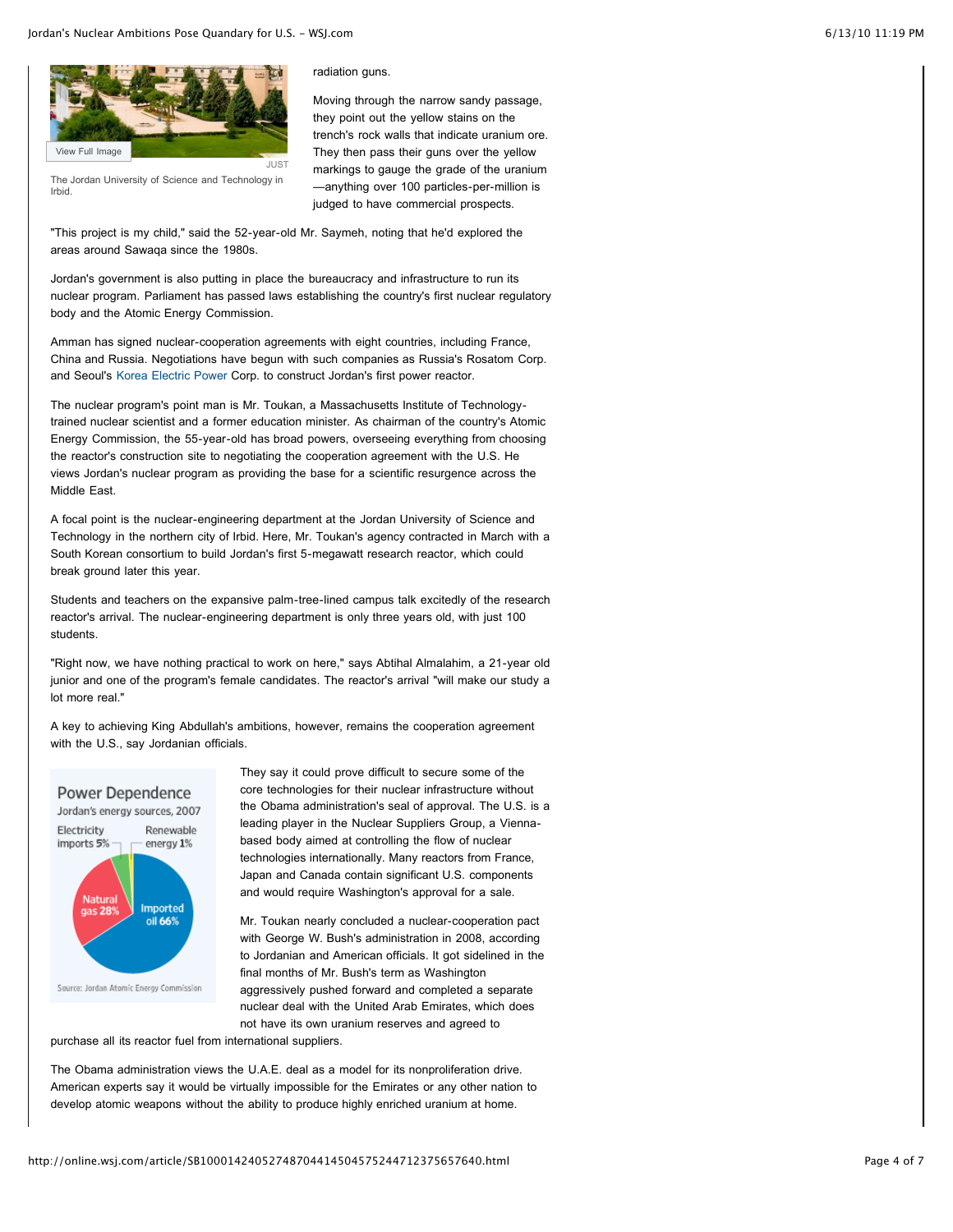View Full Image

JUST

The Jordan University of Science and Technology in Irbid.

radiation guns.

Moving through the narrow sandy passage, they point out the yellow stains on the trench's rock walls that indicate uranium ore. They then pass their guns over the yellow markings to gauge the grade of the uranium —anything over 100 particles-per-million is judged to have commercial prospects.

"This project is my child," said the 52-year-old Mr. Saymeh, noting that he'd explored the areas around Sawaqa since the 1980s.

Jordan's government is also putting in place the bureaucracy and infrastructure to run its nuclear program. Parliament has passed laws establishing the country's first nuclear regulatory body and the Atomic Energy Commission.

Amman has signed nuclear-cooperation agreements with eight countries, including France, China and Russia. Negotiations have begun with such companies as Russia's Rosatom Corp. and Seoul's Korea Electric Power Corp. to construct Jordan's first power reactor.

The nuclear program's point man is Mr. Toukan, a Massachusetts Institute of Technology-trained nuclear scientist and a former education minister. As chairman of the country's Atomic Energy Commission, the 55-year-old has broad powers, overseeing everything from choosing the reactor's construction site to negotiating the cooperation agreement with the U.S. He views Jordan's nuclear program as providing the base for a scientific resurgence across the Middle East.

A focal point is the nuclear-engineering department at the Jordan University of Science and Technology in the northern city of Irbid. Here, Mr. Toukan's agency contracted in March with a South Korean consortium to build Jordan's first 5-megawatt research reactor, which could break ground later this year.

Students and teachers on the expansive palm-tree-lined campus talk excitedly of the research reactor's arrival. The nuclear-engineering department is only three years old, with just 100 students.

"Right now, we have nothing practical to work on here," says Abtihal Almalahim, a 21-year old junior and one of the program's female candidates. The reactor's arrival "will make our study a lot more real."

A key to achieving King Abdullah's ambitions, however, remains the cooperation agreement with the U.S., say Jordanian officials.

**Power Dependence**

Jordan's energy sources, 2007

| Source | Share |
|---|---|
| Imported oil | 66% |
| Natural gas | 28% |
| Electricity imports | 5% |
| Renewable energy | 1% |

Source: Jordan Atomic Energy Commission

They say it could prove difficult to secure some of the core technologies for their nuclear infrastructure without the Obama administration's seal of approval. The U.S. is a leading player in the Nuclear Suppliers Group, a Vienna-based body aimed at controlling the flow of nuclear technologies internationally. Many reactors from France, Japan and Canada contain significant U.S. components and would require Washington's approval for a sale.

Mr. Toukan nearly concluded a nuclear-cooperation pact with George W. Bush's administration in 2008, according to Jordanian and American officials. It got sidelined in the final months of Mr. Bush's term as Washington aggressively pushed forward and completed a separate nuclear deal with the United Arab Emirates, which does not have its own uranium reserves and agreed to purchase all its reactor fuel from international suppliers.

The Obama administration views the U.A.E. deal as a model for its nonproliferation drive. American experts say it would be virtually impossible for the Emirates or any other nation to develop atomic weapons without the ability to produce highly enriched uranium at home.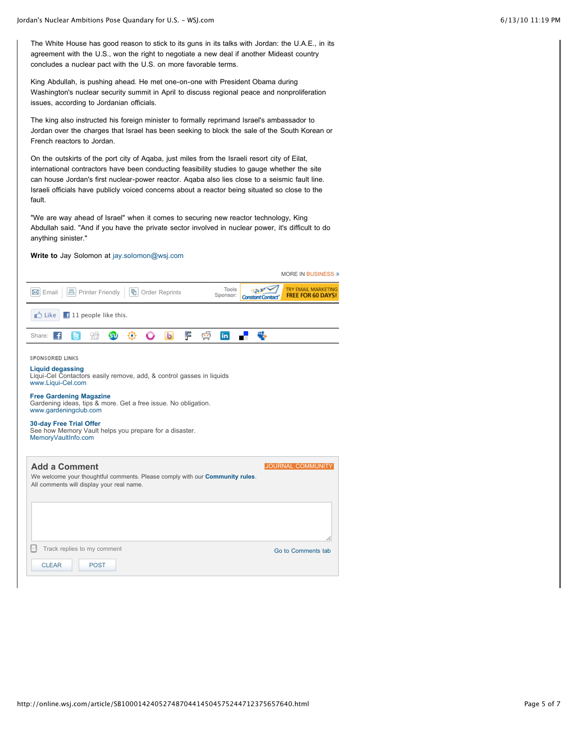The White House has good reason to stick to its guns in its talks with Jordan: the U.A.E., in its agreement with the U.S., won the right to negotiate a new deal if another Mideast country concludes a nuclear pact with the U.S. on more favorable terms.

King Abdullah, is pushing ahead. He met one-on-one with President Obama during Washington's nuclear security summit in April to discuss regional peace and nonproliferation issues, according to Jordanian officials.

The king also instructed his foreign minister to formally reprimand Israel's ambassador to Jordan over the charges that Israel has been seeking to block the sale of the South Korean or French reactors to Jordan.

On the outskirts of the port city of Aqaba, just miles from the Israeli resort city of Eilat, international contractors have been conducting feasibility studies to gauge whether the site can house Jordan's first nuclear-power reactor. Aqaba also lies close to a seismic fault line. Israeli officials have publicly voiced concerns about a reactor being situated so close to the fault.

"We are way ahead of Israel" when it comes to securing new reactor technology, King Abdullah said. "And if you have the private sector involved in nuclear power, it's difficult to do anything sinister."

**Write to** Jay Solomon at jay.solomon@wsj.com

MORE IN BUSINESS »

Email | Printer Friendly | Order Reprints | Tools Sponsor: Constant Contact TRY EMAIL MARKETING FREE FOR 60 DAYS!

Like 11 people like this.

Share:

SPONSORED LINKS

**Liquid degassing**
Liqui-Cel Contactors easily remove, add, & control gasses in liquids
www.Liqui-Cel.com

**Free Gardening Magazine**
Gardening ideas, tips & more. Get a free issue. No obligation.
www.gardeningclub.com

**30-day Free Trial Offer**
See how Memory Vault helps you prepare for a disaster.
MemoryVaultInfo.com

## Add a Comment

JOURNAL COMMUNITY

We welcome your thoughtful comments. Please comply with our **Community rules**.
All comments will display your real name.

Track replies to my comment

Go to Comments tab

CLEAR POST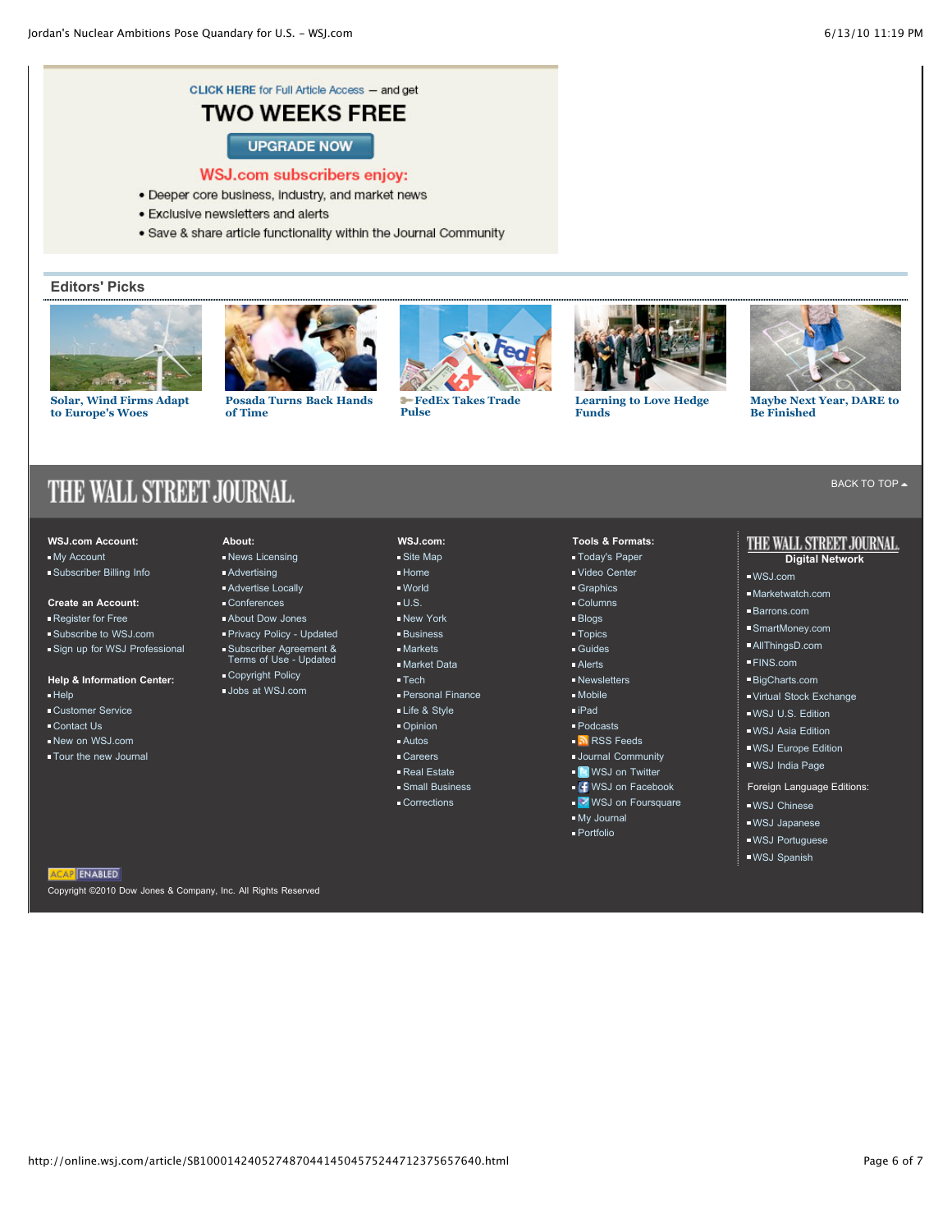CLICK HERE for Full Article Access — and get

# TWO WEEKS FREE

UPGRADE NOW

**WSJ.com subscribers enjoy:**

- Deeper core business, industry, and market news
- Exclusive newsletters and alerts
- Save & share article functionality within the Journal Community

## Editors' Picks

- **Solar, Wind Firms Adapt to Europe's Woes**
- **Posada Turns Back Hands of Time**
- **FedEx Takes Trade Pulse**
- **Learning to Love Hedge Funds**
- **Maybe Next Year, DARE to Be Finished**

THE WALL STREET JOURNAL.

BACK TO TOP

**WSJ.com Account:**
- My Account
- Subscriber Billing Info

**Create an Account:**
- Register for Free
- Subscribe to WSJ.com
- Sign up for WSJ Professional

**Help & Information Center:**
- Help
- Customer Service
- Contact Us
- New on WSJ.com
- Tour the new Journal

**About:**
- News Licensing
- Advertising
- Advertise Locally
- Conferences
- About Dow Jones
- Privacy Policy - Updated
- Subscriber Agreement & Terms of Use - Updated
- Copyright Policy
- Jobs at WSJ.com

**WSJ.com:**
- Site Map
- Home
- World
- U.S.
- New York
- Business
- Markets
- Market Data
- Tech
- Personal Finance
- Life & Style
- Opinion
- Autos
- Careers
- Real Estate
- Small Business
- Corrections

**Tools & Formats:**
- Today's Paper
- Video Center
- Graphics
- Columns
- Blogs
- Topics
- Guides
- Alerts
- Newsletters
- Mobile
- iPad
- Podcasts
- RSS Feeds
- Journal Community
- WSJ on Twitter
- WSJ on Facebook
- WSJ on Foursquare
- My Journal
- Portfolio

**THE WALL STREET JOURNAL. Digital Network**
- WSJ.com
- Marketwatch.com
- Barrons.com
- SmartMoney.com
- AllThingsD.com
- FINS.com
- BigCharts.com
- Virtual Stock Exchange
- WSJ U.S. Edition
- WSJ Asia Edition
- WSJ Europe Edition
- WSJ India Page

Foreign Language Editions:
- WSJ Chinese
- WSJ Japanese
- WSJ Portuguese
- WSJ Spanish

ACAP ENABLED

Copyright ©2010 Dow Jones & Company, Inc. All Rights Reserved